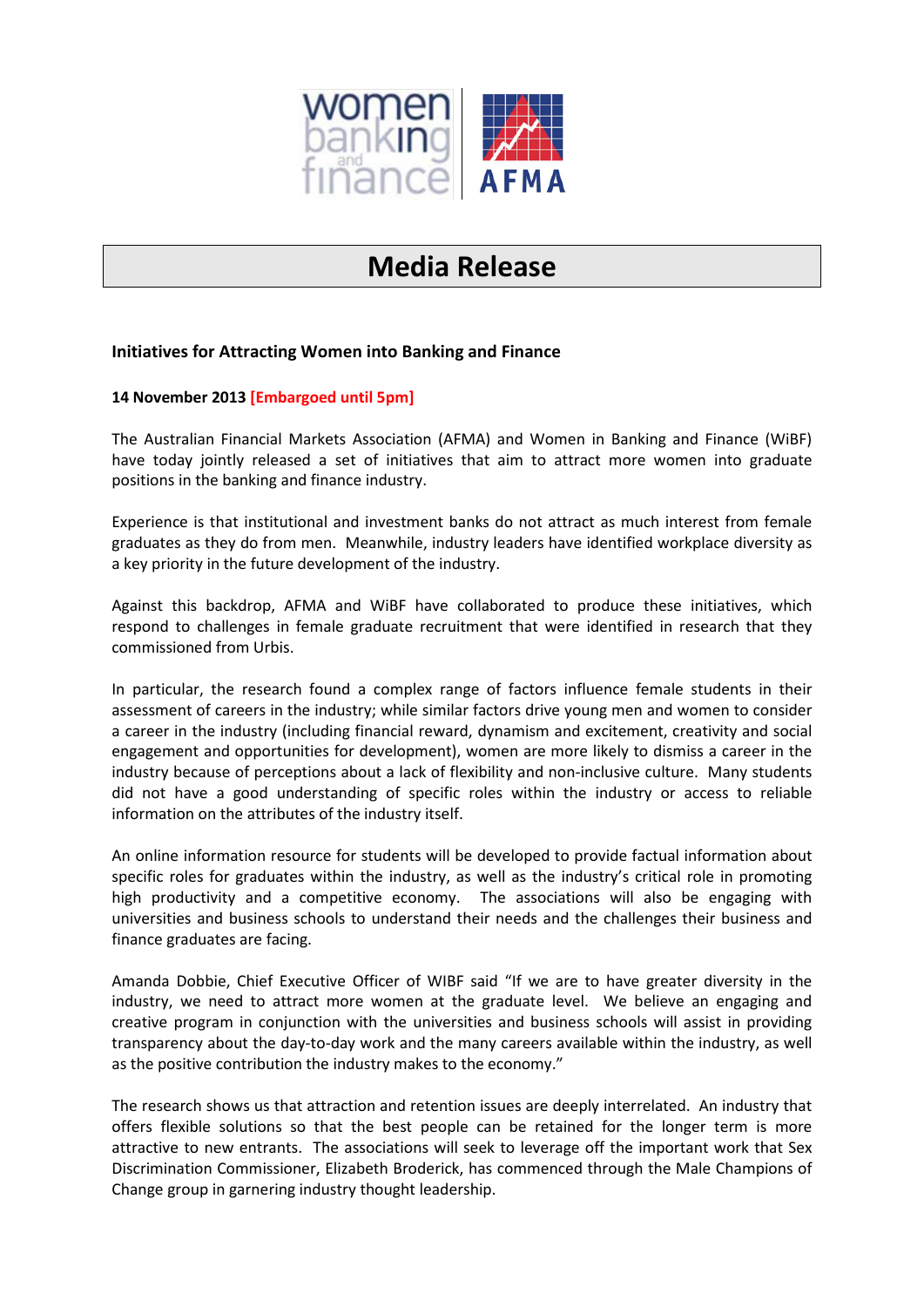# Media Release

**Initiatives for Attracting Women into Banking and Finance**

**14 November 2013 [Embargoed until 5pm]**

The Australian Financial Markets Association (AFMA) and Women in Banking and Finance (WiBF) have today jointly released a set of initiatives that aim to attract more women into graduate positions in the banking and finance industry.

Experience is that institutional and investment banks do not attract as much interest from female graduates as they do from men. Meanwhile, industry leaders have identified workplace diversity as a key priority in the future development of the industry.

Against this backdrop, AFMA and WiBF have collaborated to produce these initiatives, which respond to challenges in female graduate recruitment that were identified in research that they commissioned from Urbis.

In particular, the research found a complex range of factors influence female students in their assessment of careers in the industry; while similar factors drive young men and women to consider a career in the industry (including financial reward, dynamism and excitement, creativity and social engagement and opportunities for development), women are more likely to dismiss a career in the industry because of perceptions about a lack of flexibility and non-inclusive culture. Many students did not have a good understanding of specific roles within the industry or access to reliable information on the attributes of the industry itself.

An online information resource for students will be developed to provide factual information about specific roles for graduates within the industry, as well as the industry's critical role in promoting high productivity and a competitive economy. The associations will also be engaging with universities and business schools to understand their needs and the challenges their business and finance graduates are facing.

Amanda Dobbie, Chief Executive Officer of WIBF said "If we are to have greater diversity in the industry, we need to attract more women at the graduate level. We believe an engaging and creative program in conjunction with the universities and business schools will assist in providing transparency about the day-to-day work and the many careers available within the industry, as well as the positive contribution the industry makes to the economy."

The research shows us that attraction and retention issues are deeply interrelated. An industry that offers flexible solutions so that the best people can be retained for the longer term is more attractive to new entrants. The associations will seek to leverage off the important work that Sex Discrimination Commissioner, Elizabeth Broderick, has commenced through the Male Champions of Change group in garnering industry thought leadership.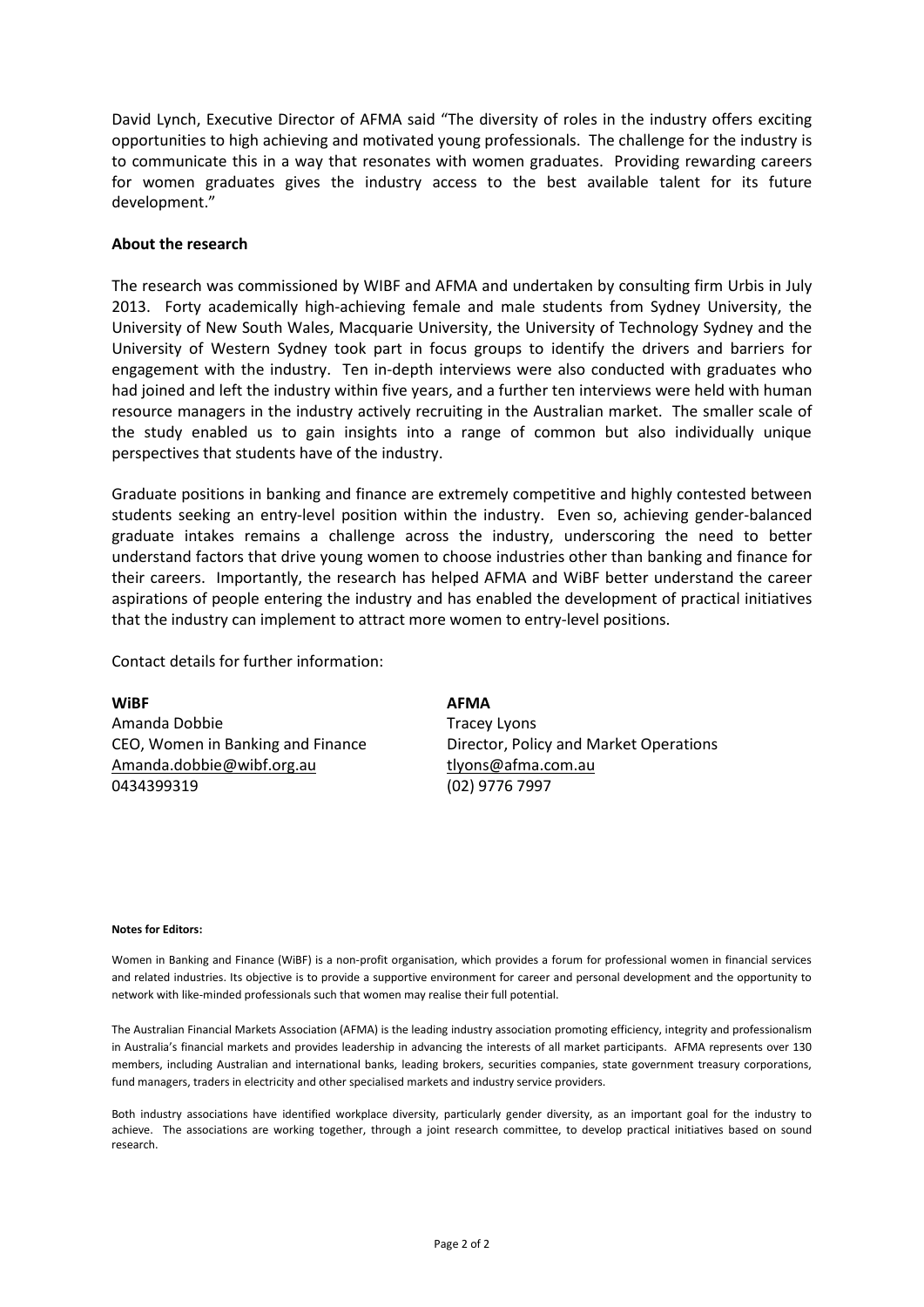David Lynch, Executive Director of AFMA said "The diversity of roles in the industry offers exciting opportunities to high achieving and motivated young professionals. The challenge for the industry is to communicate this in a way that resonates with women graduates. Providing rewarding careers for women graduates gives the industry access to the best available talent for its future development."

**About the research**

The research was commissioned by WIBF and AFMA and undertaken by consulting firm Urbis in July 2013. Forty academically high-achieving female and male students from Sydney University, the University of New South Wales, Macquarie University, the University of Technology Sydney and the University of Western Sydney took part in focus groups to identify the drivers and barriers for engagement with the industry. Ten in-depth interviews were also conducted with graduates who had joined and left the industry within five years, and a further ten interviews were held with human resource managers in the industry actively recruiting in the Australian market. The smaller scale of the study enabled us to gain insights into a range of common but also individually unique perspectives that students have of the industry.

Graduate positions in banking and finance are extremely competitive and highly contested between students seeking an entry-level position within the industry. Even so, achieving gender-balanced graduate intakes remains a challenge across the industry, underscoring the need to better understand factors that drive young women to choose industries other than banking and finance for their careers. Importantly, the research has helped AFMA and WiBF better understand the career aspirations of people entering the industry and has enabled the development of practical initiatives that the industry can implement to attract more women to entry-level positions.

Contact details for further information:

**WiBF**
Amanda Dobbie
CEO, Women in Banking and Finance
Amanda.dobbie@wibf.org.au
0434399319

**AFMA**
Tracey Lyons
Director, Policy and Market Operations
tlyons@afma.com.au
(02) 9776 7997

**Notes for Editors:**

Women in Banking and Finance (WiBF) is a non-profit organisation, which provides a forum for professional women in financial services and related industries. Its objective is to provide a supportive environment for career and personal development and the opportunity to network with like-minded professionals such that women may realise their full potential.

The Australian Financial Markets Association (AFMA) is the leading industry association promoting efficiency, integrity and professionalism in Australia's financial markets and provides leadership in advancing the interests of all market participants. AFMA represents over 130 members, including Australian and international banks, leading brokers, securities companies, state government treasury corporations, fund managers, traders in electricity and other specialised markets and industry service providers.

Both industry associations have identified workplace diversity, particularly gender diversity, as an important goal for the industry to achieve. The associations are working together, through a joint research committee, to develop practical initiatives based on sound research.